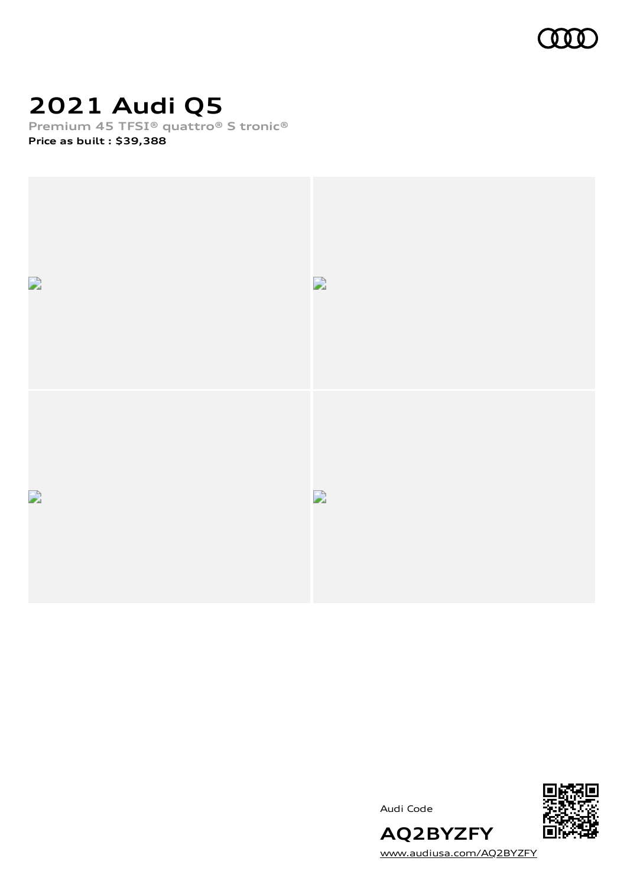# 2021 Audi Q5

**Premium 45 TFSI® quattro® S tronic®**

**Price as built : $39,388**

Audi Code

**AQ2BYZFY**

www.audiusa.com/AQ2BYZFY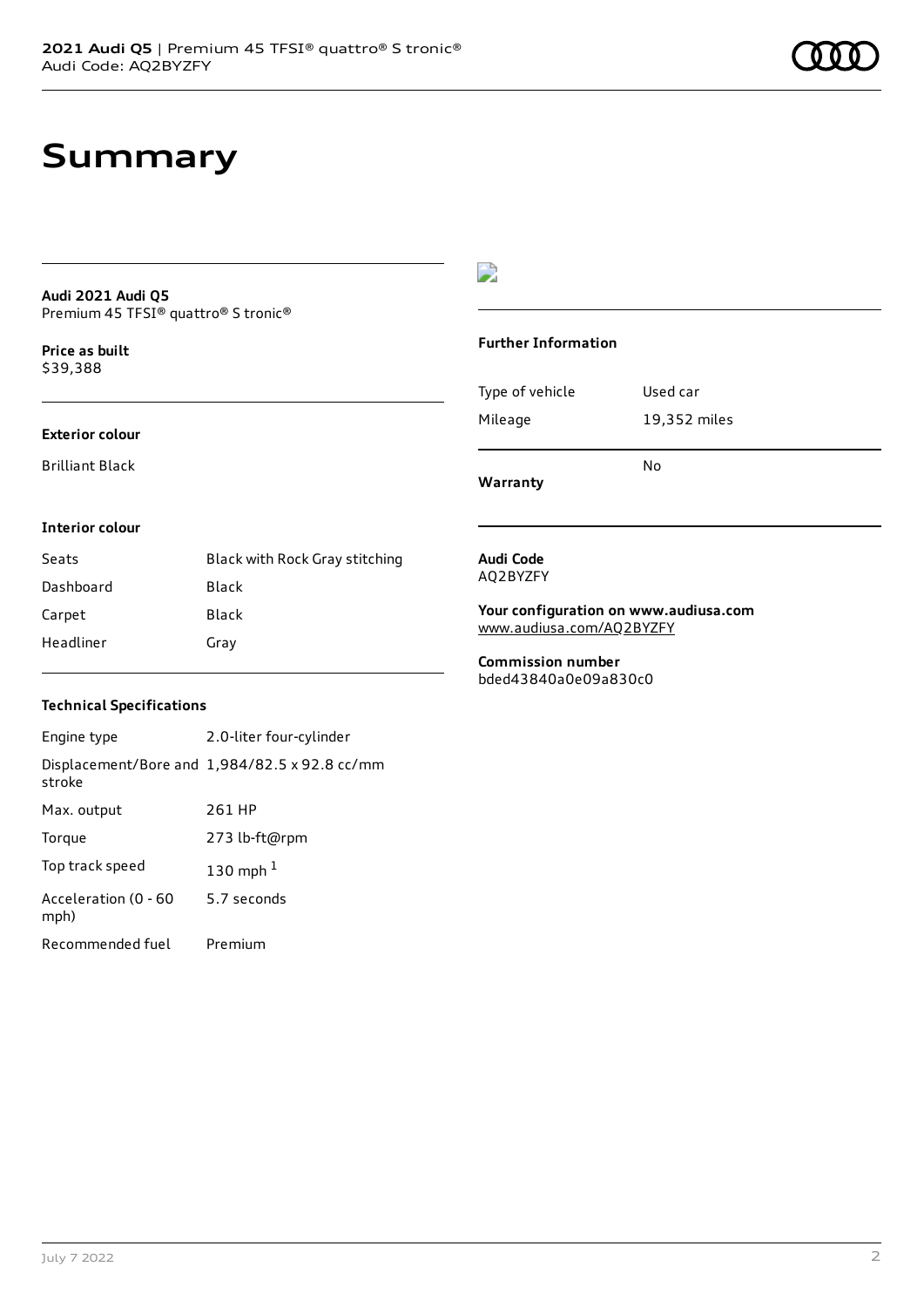# Summary

**Audi 2021 Audi Q5**
Premium 45 TFSI® quattro® S tronic®

**Price as built**
$39,388

### Exterior colour

Brilliant Black

### Interior colour

| Seats | Black with Rock Gray stitching |
| --- | --- |
| Dashboard | Black |
| Carpet | Black |
| Headliner | Gray |

### Technical Specifications

| Engine type | 2.0-liter four-cylinder |
| --- | --- |
| Displacement/Bore and stroke | 1,984/82.5 x 92.8 cc/mm |
| Max. output | 261 HP |
| Torque | 273 lb-ft@rpm |
| Top track speed | 130 mph [1] |
| Acceleration (0 - 60 mph) | 5.7 seconds |
| Recommended fuel | Premium |

### Further Information

| Type of vehicle | Used car |
| --- | --- |
| Mileage | 19,352 miles |
| **Warranty** | No |

**Audi Code**
AQ2BYZFY

**Your configuration on www.audiusa.com**
www.audiusa.com/AQ2BYZFY

**Commission number**
bded43840a0e09a830c0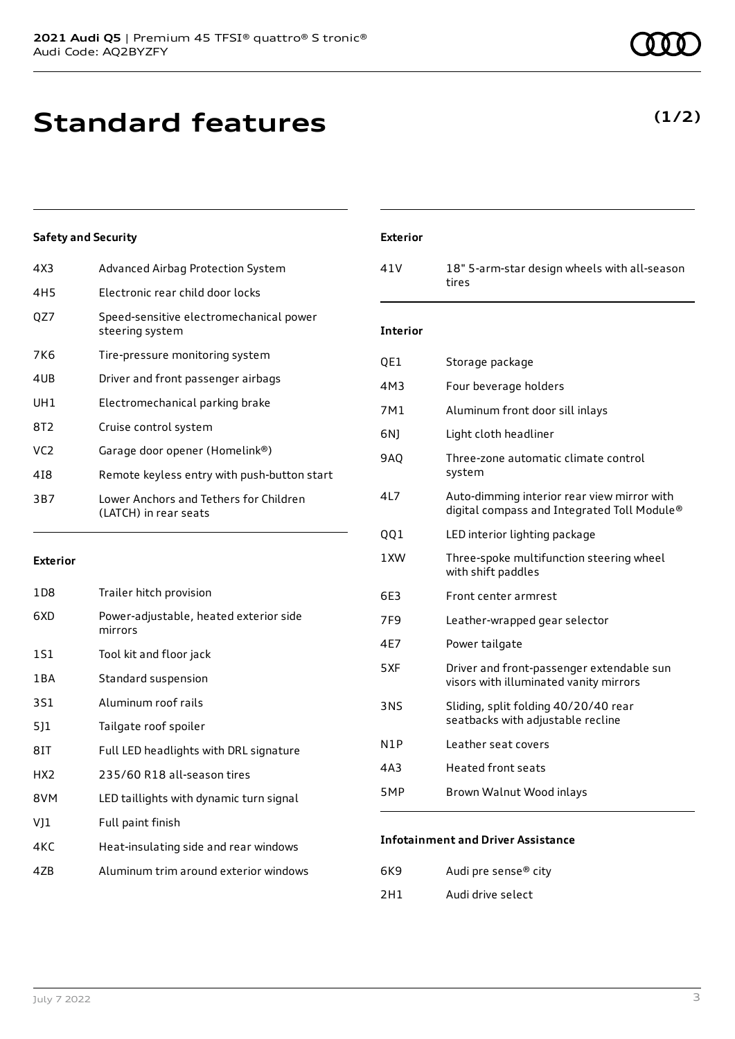# Standard features

**(1/2)**

### Safety and Security

| | |
|---|---|
| 4X3 | Advanced Airbag Protection System |
| 4H5 | Electronic rear child door locks |
| QZ7 | Speed-sensitive electromechanical power steering system |
| 7K6 | Tire-pressure monitoring system |
| 4UB | Driver and front passenger airbags |
| UH1 | Electromechanical parking brake |
| 8T2 | Cruise control system |
| VC2 | Garage door opener (Homelink®) |
| 4I8 | Remote keyless entry with push-button start |
| 3B7 | Lower Anchors and Tethers for Children (LATCH) in rear seats |

### Exterior

| | |
|---|---|
| 1D8 | Trailer hitch provision |
| 6XD | Power-adjustable, heated exterior side mirrors |
| 1S1 | Tool kit and floor jack |
| 1BA | Standard suspension |
| 3S1 | Aluminum roof rails |
| 5J1 | Tailgate roof spoiler |
| 8IT | Full LED headlights with DRL signature |
| HX2 | 235/60 R18 all-season tires |
| 8VM | LED taillights with dynamic turn signal |
| VJ1 | Full paint finish |
| 4KC | Heat-insulating side and rear windows |
| 4ZB | Aluminum trim around exterior windows |

### Exterior

| | |
|---|---|
| 41V | 18" 5-arm-star design wheels with all-season tires |

### Interior

| | |
|---|---|
| QE1 | Storage package |
| 4M3 | Four beverage holders |
| 7M1 | Aluminum front door sill inlays |
| 6NJ | Light cloth headliner |
| 9AQ | Three-zone automatic climate control system |
| 4L7 | Auto-dimming interior rear view mirror with digital compass and Integrated Toll Module® |
| QQ1 | LED interior lighting package |
| 1XW | Three-spoke multifunction steering wheel with shift paddles |
| 6E3 | Front center armrest |
| 7F9 | Leather-wrapped gear selector |
| 4E7 | Power tailgate |
| 5XF | Driver and front-passenger extendable sun visors with illuminated vanity mirrors |
| 3NS | Sliding, split folding 40/20/40 rear seatbacks with adjustable recline |
| N1P | Leather seat covers |
| 4A3 | Heated front seats |
| 5MP | Brown Walnut Wood inlays |

### Infotainment and Driver Assistance

| | |
|---|---|
| 6K9 | Audi pre sense® city |
| 2H1 | Audi drive select |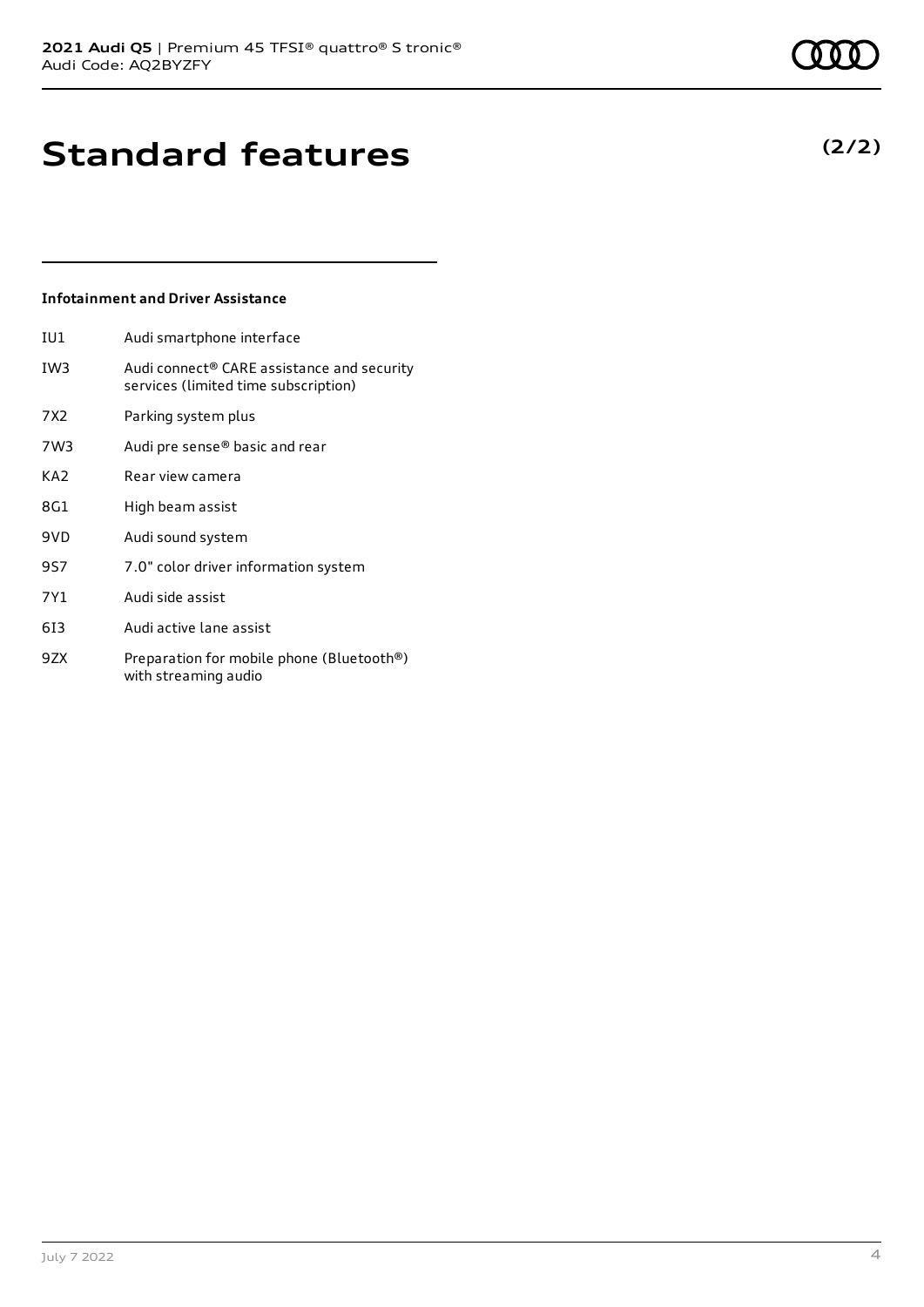# Standard features

**(2/2)**

### Infotainment and Driver Assistance

| | |
|---|---|
| IU1 | Audi smartphone interface |
| IW3 | Audi connect® CARE assistance and security services (limited time subscription) |
| 7X2 | Parking system plus |
| 7W3 | Audi pre sense® basic and rear |
| KA2 | Rear view camera |
| 8G1 | High beam assist |
| 9VD | Audi sound system |
| 9S7 | 7.0" color driver information system |
| 7Y1 | Audi side assist |
| 6I3 | Audi active lane assist |
| 9ZX | Preparation for mobile phone (Bluetooth®) with streaming audio |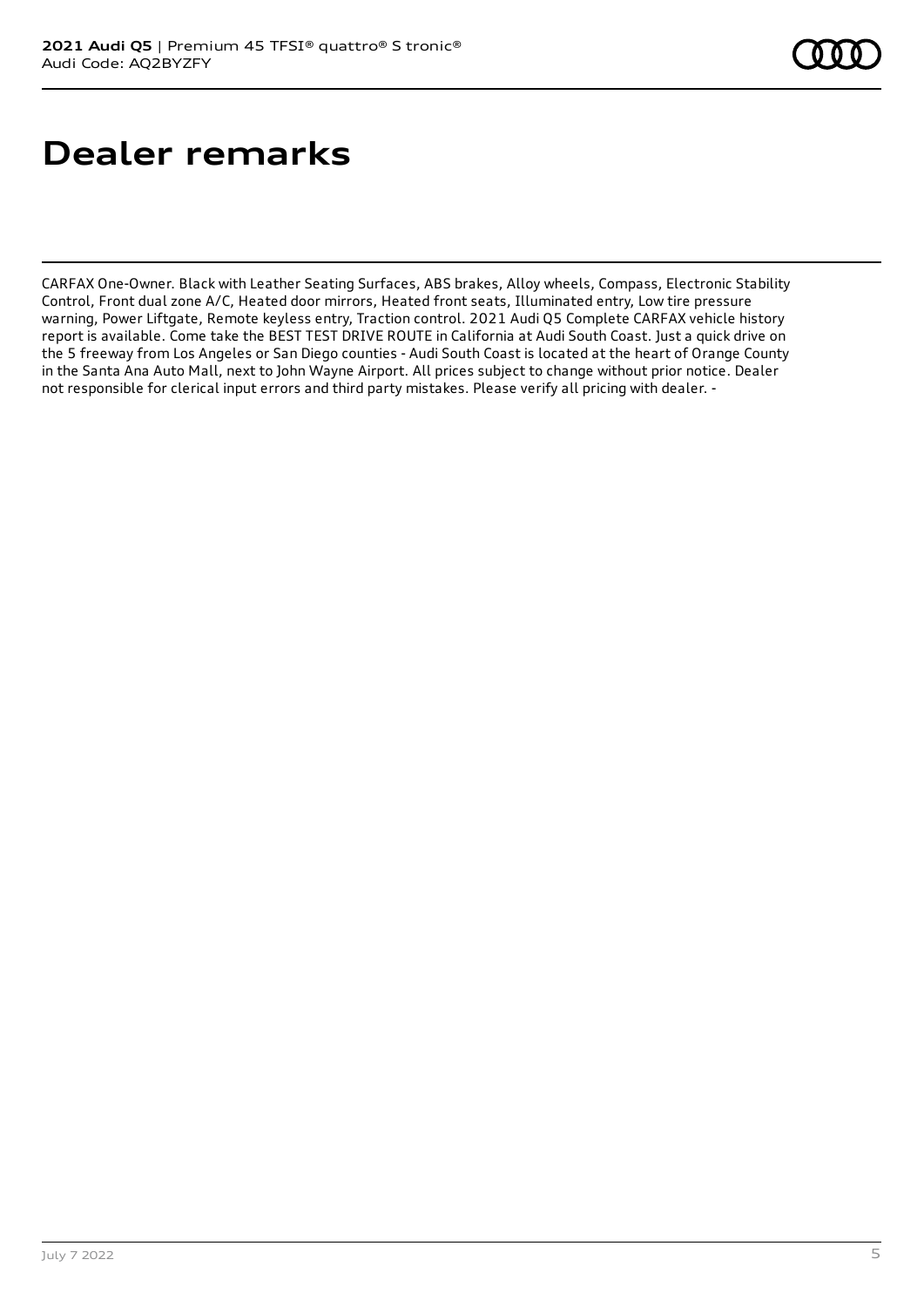# Dealer remarks

CARFAX One-Owner. Black with Leather Seating Surfaces, ABS brakes, Alloy wheels, Compass, Electronic Stability Control, Front dual zone A/C, Heated door mirrors, Heated front seats, Illuminated entry, Low tire pressure warning, Power Liftgate, Remote keyless entry, Traction control. 2021 Audi Q5 Complete CARFAX vehicle history report is available. Come take the BEST TEST DRIVE ROUTE in California at Audi South Coast. Just a quick drive on the 5 freeway from Los Angeles or San Diego counties - Audi South Coast is located at the heart of Orange County in the Santa Ana Auto Mall, next to John Wayne Airport. All prices subject to change without prior notice. Dealer not responsible for clerical input errors and third party mistakes. Please verify all pricing with dealer. -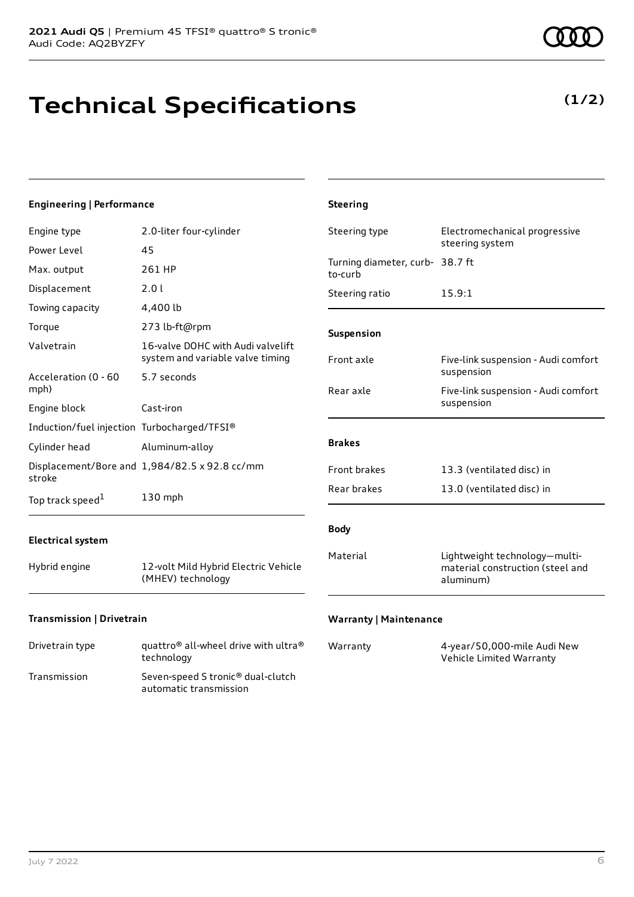# Technical Specifications

**(1/2)**

### Engineering | Performance

| | |
|---|---|
| Engine type | 2.0-liter four-cylinder |
| Power Level | 45 |
| Max. output | 261 HP |
| Displacement | 2.0 l |
| Towing capacity | 4,400 lb |
| Torque | 273 lb-ft@rpm |
| Valvetrain | 16-valve DOHC with Audi valvelift system and variable valve timing |
| Acceleration (0 - 60 mph) | 5.7 seconds |
| Engine block | Cast-iron |
| Induction/fuel injection | Turbocharged/TFSI® |
| Cylinder head | Aluminum-alloy |
| Displacement/Bore and stroke | 1,984/82.5 x 92.8 cc/mm |
| Top track speed[1] | 130 mph |

### Electrical system

| | |
|---|---|
| Hybrid engine | 12-volt Mild Hybrid Electric Vehicle (MHEV) technology |

### Transmission | Drivetrain

| | |
|---|---|
| Drivetrain type | quattro® all-wheel drive with ultra® technology |
| Transmission | Seven-speed S tronic® dual-clutch automatic transmission |

### Steering

| | |
|---|---|
| Steering type | Electromechanical progressive steering system |
| Turning diameter, curb-to-curb | 38.7 ft |
| Steering ratio | 15.9:1 |

### Suspension

| | |
|---|---|
| Front axle | Five-link suspension - Audi comfort suspension |
| Rear axle | Five-link suspension - Audi comfort suspension |

### Brakes

| | |
|---|---|
| Front brakes | 13.3 (ventilated disc) in |
| Rear brakes | 13.0 (ventilated disc) in |

### Body

| | |
|---|---|
| Material | Lightweight technology—multi-material construction (steel and aluminum) |

### Warranty | Maintenance

| | |
|---|---|
| Warranty | 4-year/50,000-mile Audi New Vehicle Limited Warranty |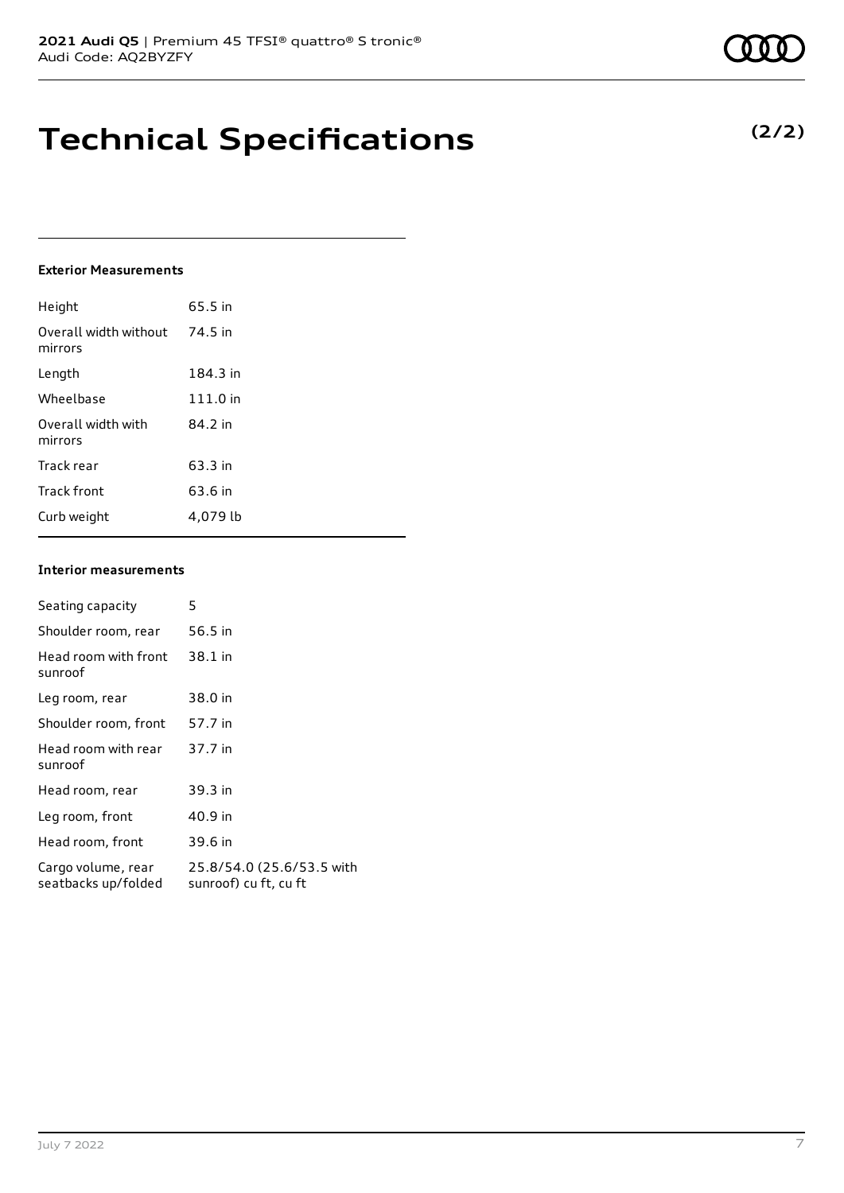# Technical Specifications

**(2/2)**

### Exterior Measurements

| | |
|---|---|
| Height | 65.5 in |
| Overall width without mirrors | 74.5 in |
| Length | 184.3 in |
| Wheelbase | 111.0 in |
| Overall width with mirrors | 84.2 in |
| Track rear | 63.3 in |
| Track front | 63.6 in |
| Curb weight | 4,079 lb |

### Interior measurements

| | |
|---|---|
| Seating capacity | 5 |
| Shoulder room, rear | 56.5 in |
| Head room with front sunroof | 38.1 in |
| Leg room, rear | 38.0 in |
| Shoulder room, front | 57.7 in |
| Head room with rear sunroof | 37.7 in |
| Head room, rear | 39.3 in |
| Leg room, front | 40.9 in |
| Head room, front | 39.6 in |
| Cargo volume, rear seatbacks up/folded | 25.8/54.0 (25.6/53.5 with sunroof) cu ft, cu ft |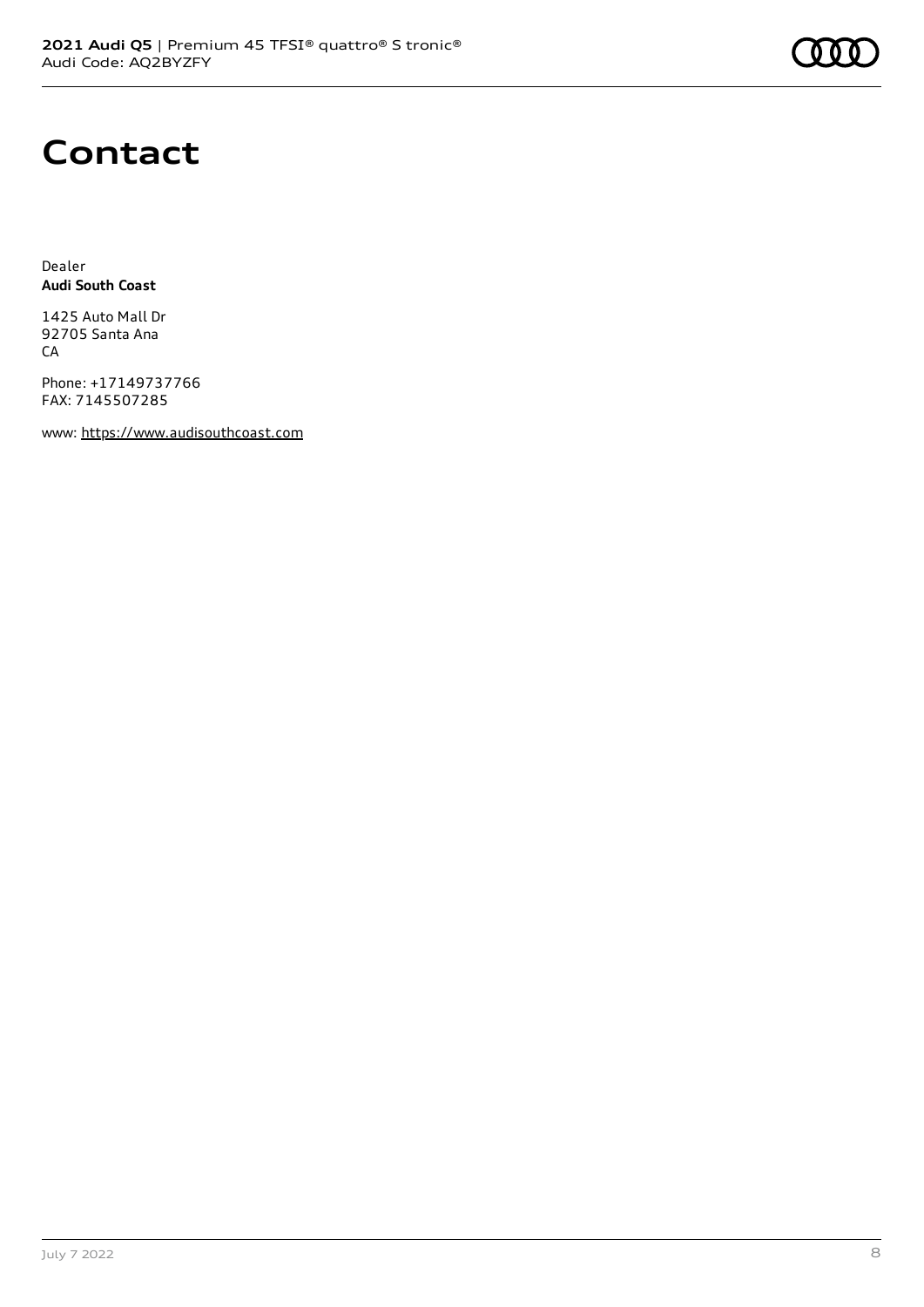# Contact

Dealer
**Audi South Coast**

1425 Auto Mall Dr
92705 Santa Ana
CA

Phone: +17149737766
FAX: 7145507285

www: https://www.audisouthcoast.com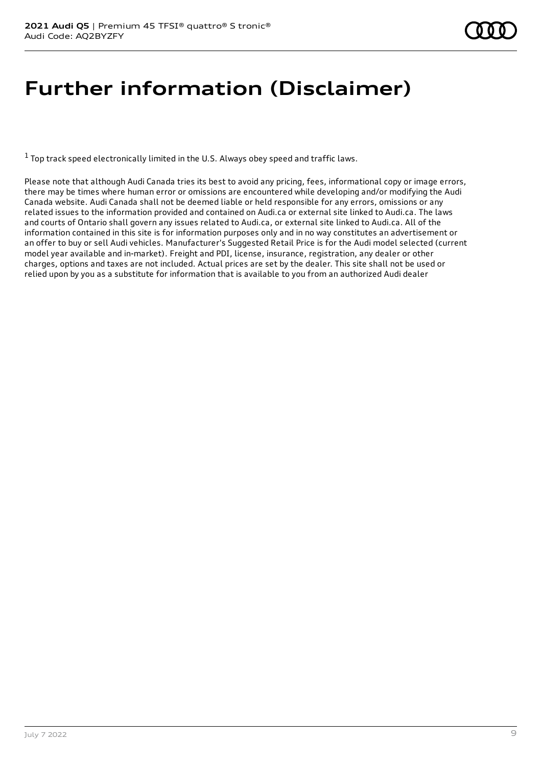# Further information (Disclaimer)

[1] Top track speed electronically limited in the U.S. Always obey speed and traffic laws.

Please note that although Audi Canada tries its best to avoid any pricing, fees, informational copy or image errors, there may be times where human error or omissions are encountered while developing and/or modifying the Audi Canada website. Audi Canada shall not be deemed liable or held responsible for any errors, omissions or any related issues to the information provided and contained on Audi.ca or external site linked to Audi.ca. The laws and courts of Ontario shall govern any issues related to Audi.ca, or external site linked to Audi.ca. All of the information contained in this site is for information purposes only and in no way constitutes an advertisement or an offer to buy or sell Audi vehicles. Manufacturer's Suggested Retail Price is for the Audi model selected (current model year available and in-market). Freight and PDI, license, insurance, registration, any dealer or other charges, options and taxes are not included. Actual prices are set by the dealer. This site shall not be used or relied upon by you as a substitute for information that is available to you from an authorized Audi dealer